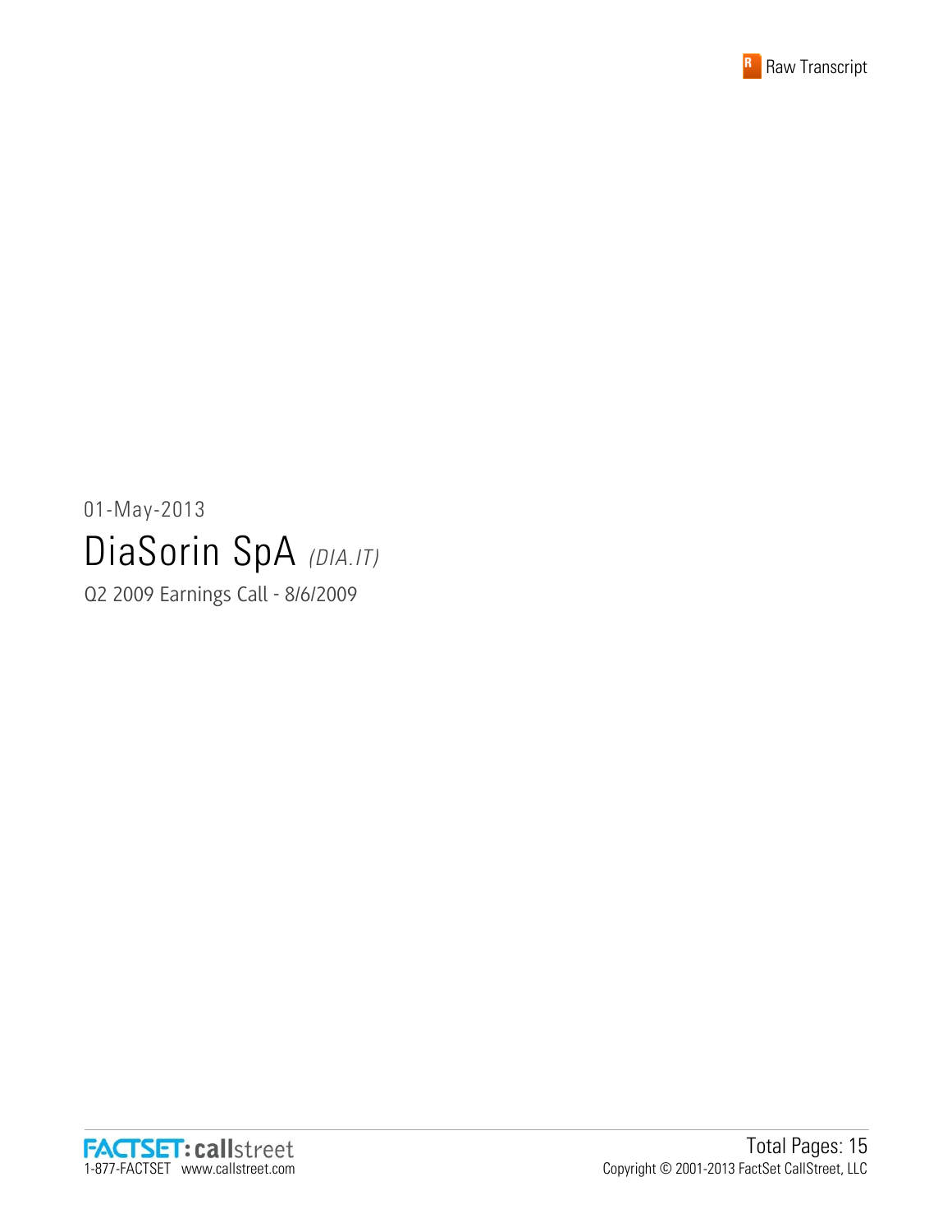Raw Transcript

01-May-2013

# DiaSorin SpA *(DIA.IT)*

Q2 2009 Earnings Call - 8/6/2009

FACTSET: callstreet
1-877-FACTSET www.callstreet.com

Total Pages: 15
Copyright © 2001-2013 FactSet CallStreet, LLC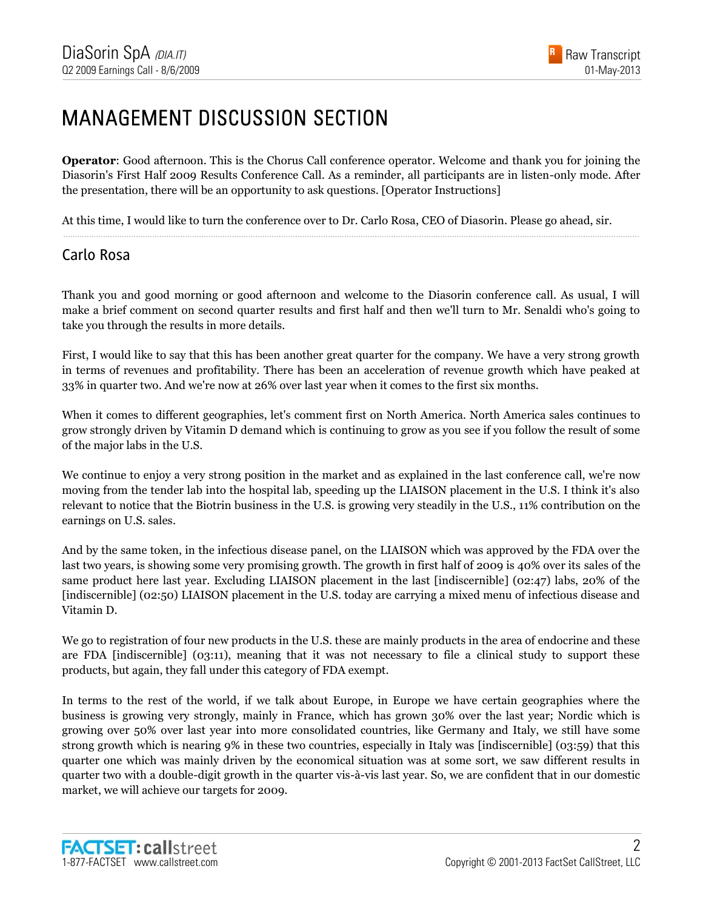# MANAGEMENT DISCUSSION SECTION

**Operator**: Good afternoon. This is the Chorus Call conference operator. Welcome and thank you for joining the Diasorin's First Half 2009 Results Conference Call. As a reminder, all participants are in listen-only mode. After the presentation, there will be an opportunity to ask questions. [Operator Instructions]

At this time, I would like to turn the conference over to Dr. Carlo Rosa, CEO of Diasorin. Please go ahead, sir.

## Carlo Rosa

Thank you and good morning or good afternoon and welcome to the Diasorin conference call. As usual, I will make a brief comment on second quarter results and first half and then we'll turn to Mr. Senaldi who's going to take you through the results in more details.

First, I would like to say that this has been another great quarter for the company. We have a very strong growth in terms of revenues and profitability. There has been an acceleration of revenue growth which have peaked at 33% in quarter two. And we're now at 26% over last year when it comes to the first six months.

When it comes to different geographies, let's comment first on North America. North America sales continues to grow strongly driven by Vitamin D demand which is continuing to grow as you see if you follow the result of some of the major labs in the U.S.

We continue to enjoy a very strong position in the market and as explained in the last conference call, we're now moving from the tender lab into the hospital lab, speeding up the LIAISON placement in the U.S. I think it's also relevant to notice that the Biotrin business in the U.S. is growing very steadily in the U.S., 11% contribution on the earnings on U.S. sales.

And by the same token, in the infectious disease panel, on the LIAISON which was approved by the FDA over the last two years, is showing some very promising growth. The growth in first half of 2009 is 40% over its sales of the same product here last year. Excluding LIAISON placement in the last [indiscernible] (02:47) labs, 20% of the [indiscernible] (02:50) LIAISON placement in the U.S. today are carrying a mixed menu of infectious disease and Vitamin D.

We go to registration of four new products in the U.S. these are mainly products in the area of endocrine and these are FDA [indiscernible] (03:11), meaning that it was not necessary to file a clinical study to support these products, but again, they fall under this category of FDA exempt.

In terms to the rest of the world, if we talk about Europe, in Europe we have certain geographies where the business is growing very strongly, mainly in France, which has grown 30% over the last year; Nordic which is growing over 50% over last year into more consolidated countries, like Germany and Italy, we still have some strong growth which is nearing 9% in these two countries, especially in Italy was [indiscernible] (03:59) that this quarter one which was mainly driven by the economical situation was at some sort, we saw different results in quarter two with a double-digit growth in the quarter vis-à-vis last year. So, we are confident that in our domestic market, we will achieve our targets for 2009.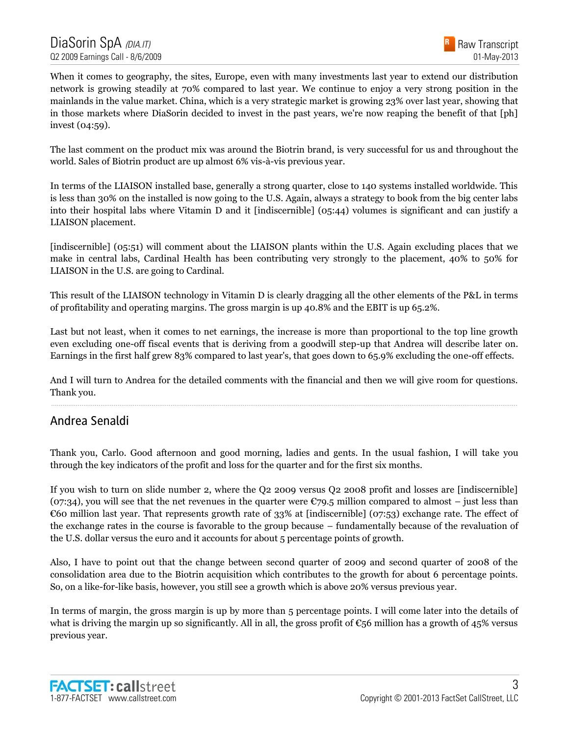When it comes to geography, the sites, Europe, even with many investments last year to extend our distribution network is growing steadily at 70% compared to last year. We continue to enjoy a very strong position in the mainlands in the value market. China, which is a very strategic market is growing 23% over last year, showing that in those markets where DiaSorin decided to invest in the past years, we're now reaping the benefit of that [ph] invest (04:59).

The last comment on the product mix was around the Biotrin brand, is very successful for us and throughout the world. Sales of Biotrin product are up almost 6% vis-à-vis previous year.

In terms of the LIAISON installed base, generally a strong quarter, close to 140 systems installed worldwide. This is less than 30% on the installed is now going to the U.S. Again, always a strategy to book from the big center labs into their hospital labs where Vitamin D and it [indiscernible] (05:44) volumes is significant and can justify a LIAISON placement.

[indiscernible] (05:51) will comment about the LIAISON plants within the U.S. Again excluding places that we make in central labs, Cardinal Health has been contributing very strongly to the placement, 40% to 50% for LIAISON in the U.S. are going to Cardinal.

This result of the LIAISON technology in Vitamin D is clearly dragging all the other elements of the P&L in terms of profitability and operating margins. The gross margin is up 40.8% and the EBIT is up 65.2%.

Last but not least, when it comes to net earnings, the increase is more than proportional to the top line growth even excluding one-off fiscal events that is deriving from a goodwill step-up that Andrea will describe later on. Earnings in the first half grew 83% compared to last year's, that goes down to 65.9% excluding the one-off effects.

And I will turn to Andrea for the detailed comments with the financial and then we will give room for questions. Thank you.

## Andrea Senaldi

Thank you, Carlo. Good afternoon and good morning, ladies and gents. In the usual fashion, I will take you through the key indicators of the profit and loss for the quarter and for the first six months.

If you wish to turn on slide number 2, where the Q2 2009 versus Q2 2008 profit and losses are [indiscernible] (07:34), you will see that the net revenues in the quarter were €79.5 million compared to almost – just less than €60 million last year. That represents growth rate of 33% at [indiscernible] (07:53) exchange rate. The effect of the exchange rates in the course is favorable to the group because – fundamentally because of the revaluation of the U.S. dollar versus the euro and it accounts for about 5 percentage points of growth.

Also, I have to point out that the change between second quarter of 2009 and second quarter of 2008 of the consolidation area due to the Biotrin acquisition which contributes to the growth for about 6 percentage points. So, on a like-for-like basis, however, you still see a growth which is above 20% versus previous year.

In terms of margin, the gross margin is up by more than 5 percentage points. I will come later into the details of what is driving the margin up so significantly. All in all, the gross profit of €56 million has a growth of 45% versus previous year.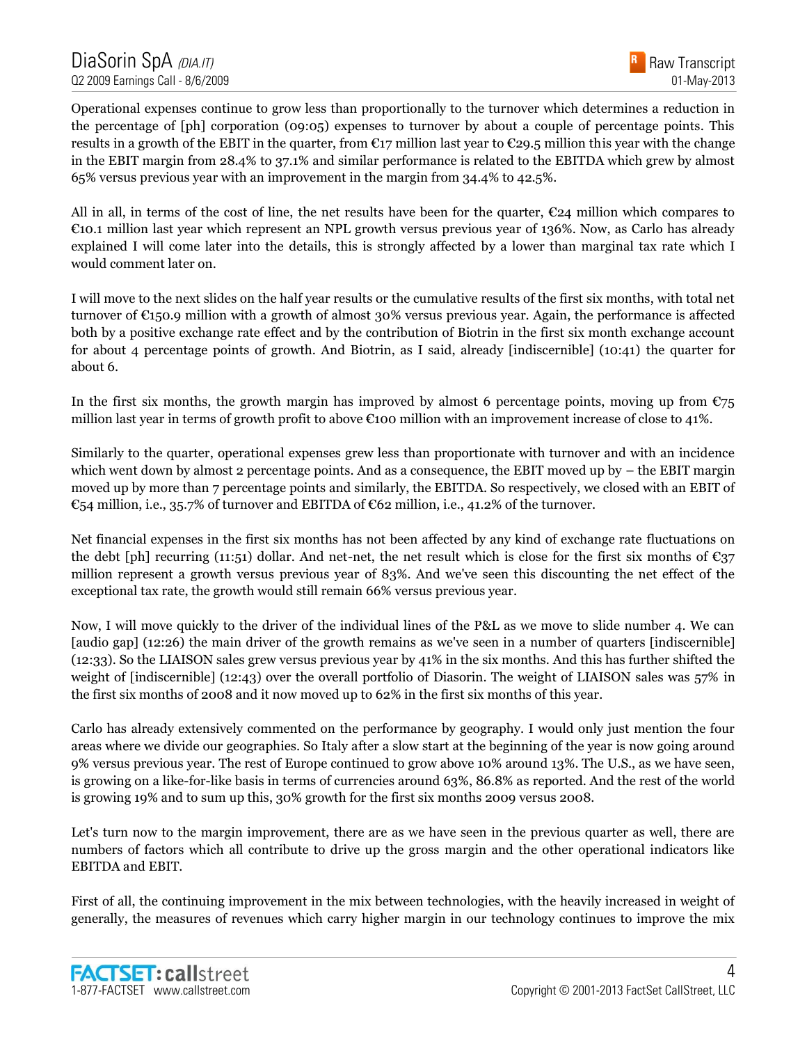Operational expenses continue to grow less than proportionally to the turnover which determines a reduction in the percentage of [ph] corporation (09:05) expenses to turnover by about a couple of percentage points. This results in a growth of the EBIT in the quarter, from €17 million last year to €29.5 million this year with the change in the EBIT margin from 28.4% to 37.1% and similar performance is related to the EBITDA which grew by almost 65% versus previous year with an improvement in the margin from 34.4% to 42.5%.

All in all, in terms of the cost of line, the net results have been for the quarter, €24 million which compares to €10.1 million last year which represent an NPL growth versus previous year of 136%. Now, as Carlo has already explained I will come later into the details, this is strongly affected by a lower than marginal tax rate which I would comment later on.

I will move to the next slides on the half year results or the cumulative results of the first six months, with total net turnover of €150.9 million with a growth of almost 30% versus previous year. Again, the performance is affected both by a positive exchange rate effect and by the contribution of Biotrin in the first six month exchange account for about 4 percentage points of growth. And Biotrin, as I said, already [indiscernible] (10:41) the quarter for about 6.

In the first six months, the growth margin has improved by almost 6 percentage points, moving up from €75 million last year in terms of growth profit to above €100 million with an improvement increase of close to 41%.

Similarly to the quarter, operational expenses grew less than proportionate with turnover and with an incidence which went down by almost 2 percentage points. And as a consequence, the EBIT moved up by – the EBIT margin moved up by more than 7 percentage points and similarly, the EBITDA. So respectively, we closed with an EBIT of €54 million, i.e., 35.7% of turnover and EBITDA of €62 million, i.e., 41.2% of the turnover.

Net financial expenses in the first six months has not been affected by any kind of exchange rate fluctuations on the debt [ph] recurring (11:51) dollar. And net-net, the net result which is close for the first six months of €37 million represent a growth versus previous year of 83%. And we've seen this discounting the net effect of the exceptional tax rate, the growth would still remain 66% versus previous year.

Now, I will move quickly to the driver of the individual lines of the P&L as we move to slide number 4. We can [audio gap] (12:26) the main driver of the growth remains as we've seen in a number of quarters [indiscernible] (12:33). So the LIAISON sales grew versus previous year by 41% in the six months. And this has further shifted the weight of [indiscernible] (12:43) over the overall portfolio of Diasorin. The weight of LIAISON sales was 57% in the first six months of 2008 and it now moved up to 62% in the first six months of this year.

Carlo has already extensively commented on the performance by geography. I would only just mention the four areas where we divide our geographies. So Italy after a slow start at the beginning of the year is now going around 9% versus previous year. The rest of Europe continued to grow above 10% around 13%. The U.S., as we have seen, is growing on a like-for-like basis in terms of currencies around 63%, 86.8% as reported. And the rest of the world is growing 19% and to sum up this, 30% growth for the first six months 2009 versus 2008.

Let's turn now to the margin improvement, there are as we have seen in the previous quarter as well, there are numbers of factors which all contribute to drive up the gross margin and the other operational indicators like EBITDA and EBIT.

First of all, the continuing improvement in the mix between technologies, with the heavily increased in weight of generally, the measures of revenues which carry higher margin in our technology continues to improve the mix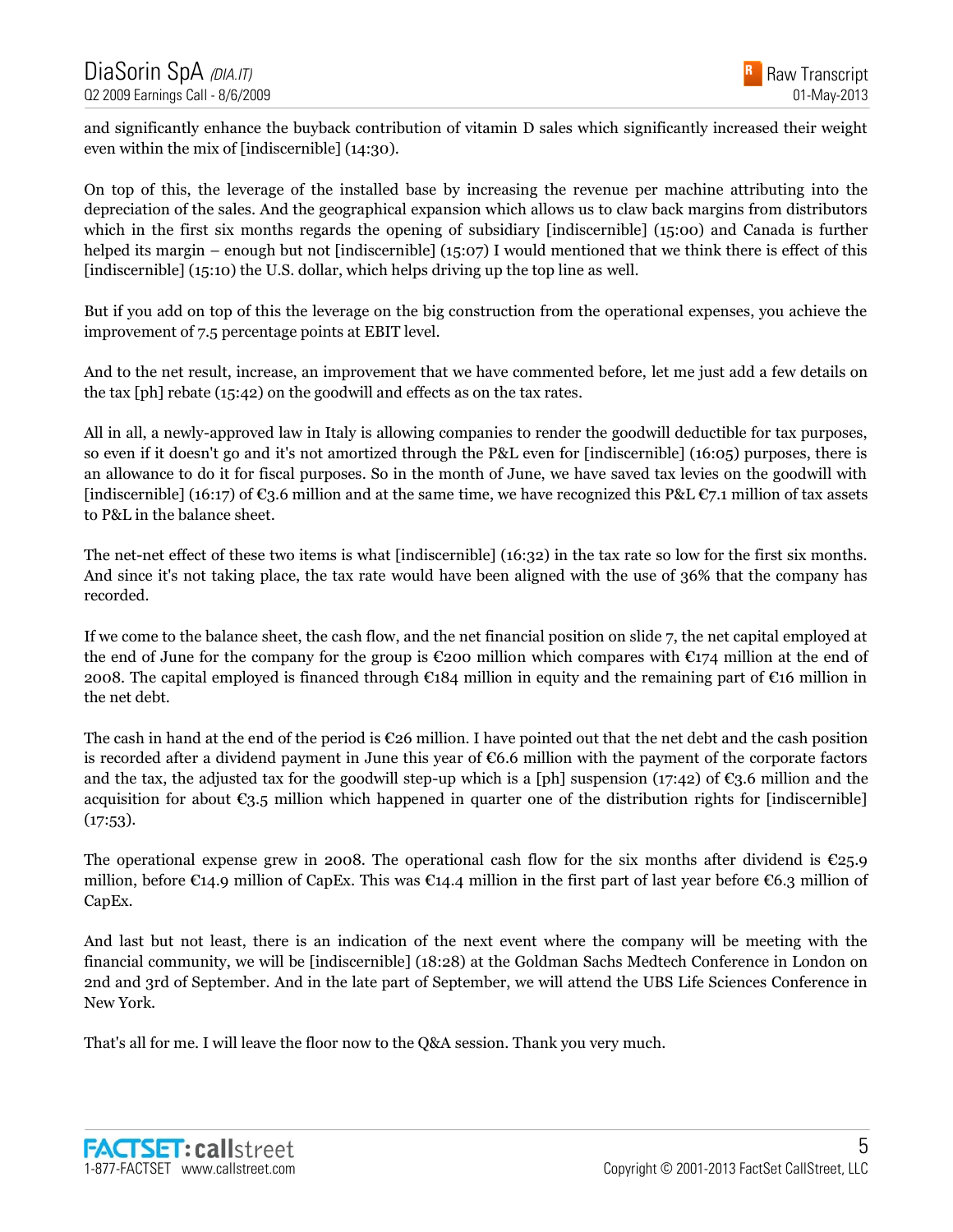and significantly enhance the buyback contribution of vitamin D sales which significantly increased their weight even within the mix of [indiscernible] (14:30).

On top of this, the leverage of the installed base by increasing the revenue per machine attributing into the depreciation of the sales. And the geographical expansion which allows us to claw back margins from distributors which in the first six months regards the opening of subsidiary [indiscernible] (15:00) and Canada is further helped its margin – enough but not [indiscernible] (15:07) I would mentioned that we think there is effect of this [indiscernible] (15:10) the U.S. dollar, which helps driving up the top line as well.

But if you add on top of this the leverage on the big construction from the operational expenses, you achieve the improvement of 7.5 percentage points at EBIT level.

And to the net result, increase, an improvement that we have commented before, let me just add a few details on the tax [ph] rebate (15:42) on the goodwill and effects as on the tax rates.

All in all, a newly-approved law in Italy is allowing companies to render the goodwill deductible for tax purposes, so even if it doesn't go and it's not amortized through the P&L even for [indiscernible] (16:05) purposes, there is an allowance to do it for fiscal purposes. So in the month of June, we have saved tax levies on the goodwill with [indiscernible] (16:17) of €3.6 million and at the same time, we have recognized this P&L €7.1 million of tax assets to P&L in the balance sheet.

The net-net effect of these two items is what [indiscernible] (16:32) in the tax rate so low for the first six months. And since it's not taking place, the tax rate would have been aligned with the use of 36% that the company has recorded.

If we come to the balance sheet, the cash flow, and the net financial position on slide 7, the net capital employed at the end of June for the company for the group is €200 million which compares with €174 million at the end of 2008. The capital employed is financed through €184 million in equity and the remaining part of €16 million in the net debt.

The cash in hand at the end of the period is €26 million. I have pointed out that the net debt and the cash position is recorded after a dividend payment in June this year of €6.6 million with the payment of the corporate factors and the tax, the adjusted tax for the goodwill step-up which is a [ph] suspension (17:42) of €3.6 million and the acquisition for about €3.5 million which happened in quarter one of the distribution rights for [indiscernible] (17:53).

The operational expense grew in 2008. The operational cash flow for the six months after dividend is €25.9 million, before €14.9 million of CapEx. This was €14.4 million in the first part of last year before €6.3 million of CapEx.

And last but not least, there is an indication of the next event where the company will be meeting with the financial community, we will be [indiscernible] (18:28) at the Goldman Sachs Medtech Conference in London on 2nd and 3rd of September. And in the late part of September, we will attend the UBS Life Sciences Conference in New York.

That's all for me. I will leave the floor now to the Q&A session. Thank you very much.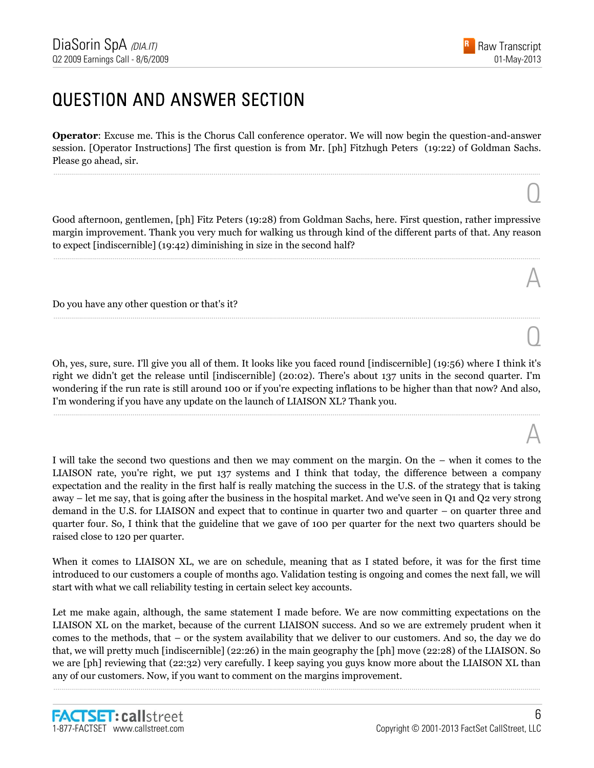# QUESTION AND ANSWER SECTION

**Operator**: Excuse me. This is the Chorus Call conference operator. We will now begin the question-and-answer session. [Operator Instructions] The first question is from Mr. [ph] Fitzhugh Peters (19:22) of Goldman Sachs. Please go ahead, sir.

Q

Good afternoon, gentlemen, [ph] Fitz Peters (19:28) from Goldman Sachs, here. First question, rather impressive margin improvement. Thank you very much for walking us through kind of the different parts of that. Any reason to expect [indiscernible] (19:42) diminishing in size in the second half?

A

Do you have any other question or that's it?

Q

Oh, yes, sure, sure. I'll give you all of them. It looks like you faced round [indiscernible] (19:56) where I think it's right we didn't get the release until [indiscernible] (20:02). There's about 137 units in the second quarter. I'm wondering if the run rate is still around 100 or if you're expecting inflations to be higher than that now? And also, I'm wondering if you have any update on the launch of LIAISON XL? Thank you.

A

I will take the second two questions and then we may comment on the margin. On the – when it comes to the LIAISON rate, you're right, we put 137 systems and I think that today, the difference between a company expectation and the reality in the first half is really matching the success in the U.S. of the strategy that is taking away – let me say, that is going after the business in the hospital market. And we've seen in Q1 and Q2 very strong demand in the U.S. for LIAISON and expect that to continue in quarter two and quarter – on quarter three and quarter four. So, I think that the guideline that we gave of 100 per quarter for the next two quarters should be raised close to 120 per quarter.

When it comes to LIAISON XL, we are on schedule, meaning that as I stated before, it was for the first time introduced to our customers a couple of months ago. Validation testing is ongoing and comes the next fall, we will start with what we call reliability testing in certain select key accounts.

Let me make again, although, the same statement I made before. We are now committing expectations on the LIAISON XL on the market, because of the current LIAISON success. And so we are extremely prudent when it comes to the methods, that – or the system availability that we deliver to our customers. And so, the day we do that, we will pretty much [indiscernible] (22:26) in the main geography the [ph] move (22:28) of the LIAISON. So we are [ph] reviewing that (22:32) very carefully. I keep saying you guys know more about the LIAISON XL than any of our customers. Now, if you want to comment on the margins improvement.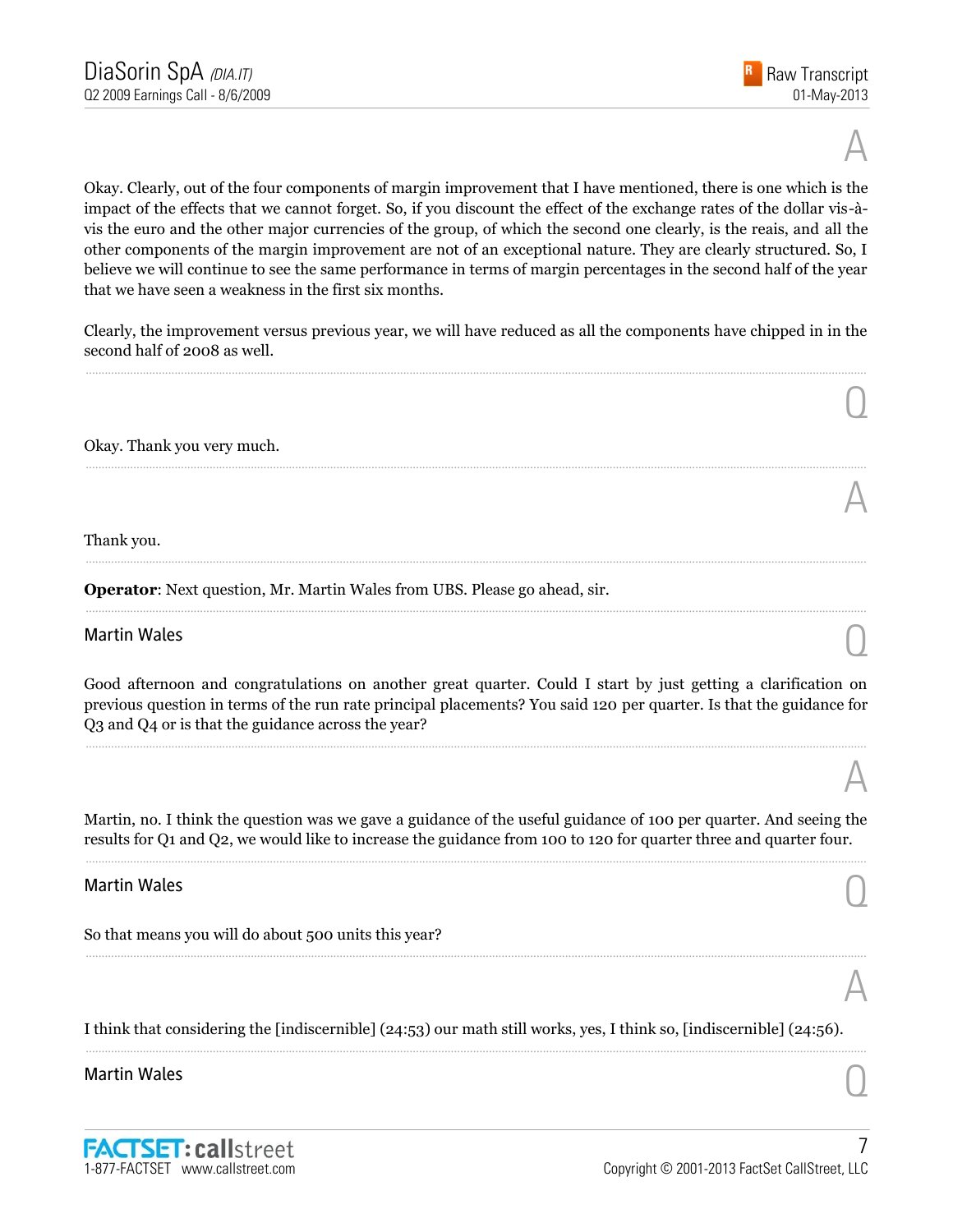A

Okay. Clearly, out of the four components of margin improvement that I have mentioned, there is one which is the impact of the effects that we cannot forget. So, if you discount the effect of the exchange rates of the dollar vis-à-vis the euro and the other major currencies of the group, of which the second one clearly, is the reais, and all the other components of the margin improvement are not of an exceptional nature. They are clearly structured. So, I believe we will continue to see the same performance in terms of margin percentages in the second half of the year that we have seen a weakness in the first six months.

Clearly, the improvement versus previous year, we will have reduced as all the components have chipped in in the second half of 2008 as well.

---

Q

Okay. Thank you very much.

---

A

Thank you.

---

**Operator**: Next question, Mr. Martin Wales from UBS. Please go ahead, sir.

---

Martin Wales

Q

Good afternoon and congratulations on another great quarter. Could I start by just getting a clarification on previous question in terms of the run rate principal placements? You said 120 per quarter. Is that the guidance for Q3 and Q4 or is that the guidance across the year?

---

A

Martin, no. I think the question was we gave a guidance of the useful guidance of 100 per quarter. And seeing the results for Q1 and Q2, we would like to increase the guidance from 100 to 120 for quarter three and quarter four.

---

Martin Wales

Q

So that means you will do about 500 units this year?

---

A

I think that considering the [indiscernible] (24:53) our math still works, yes, I think so, [indiscernible] (24:56).

---

Martin Wales

Q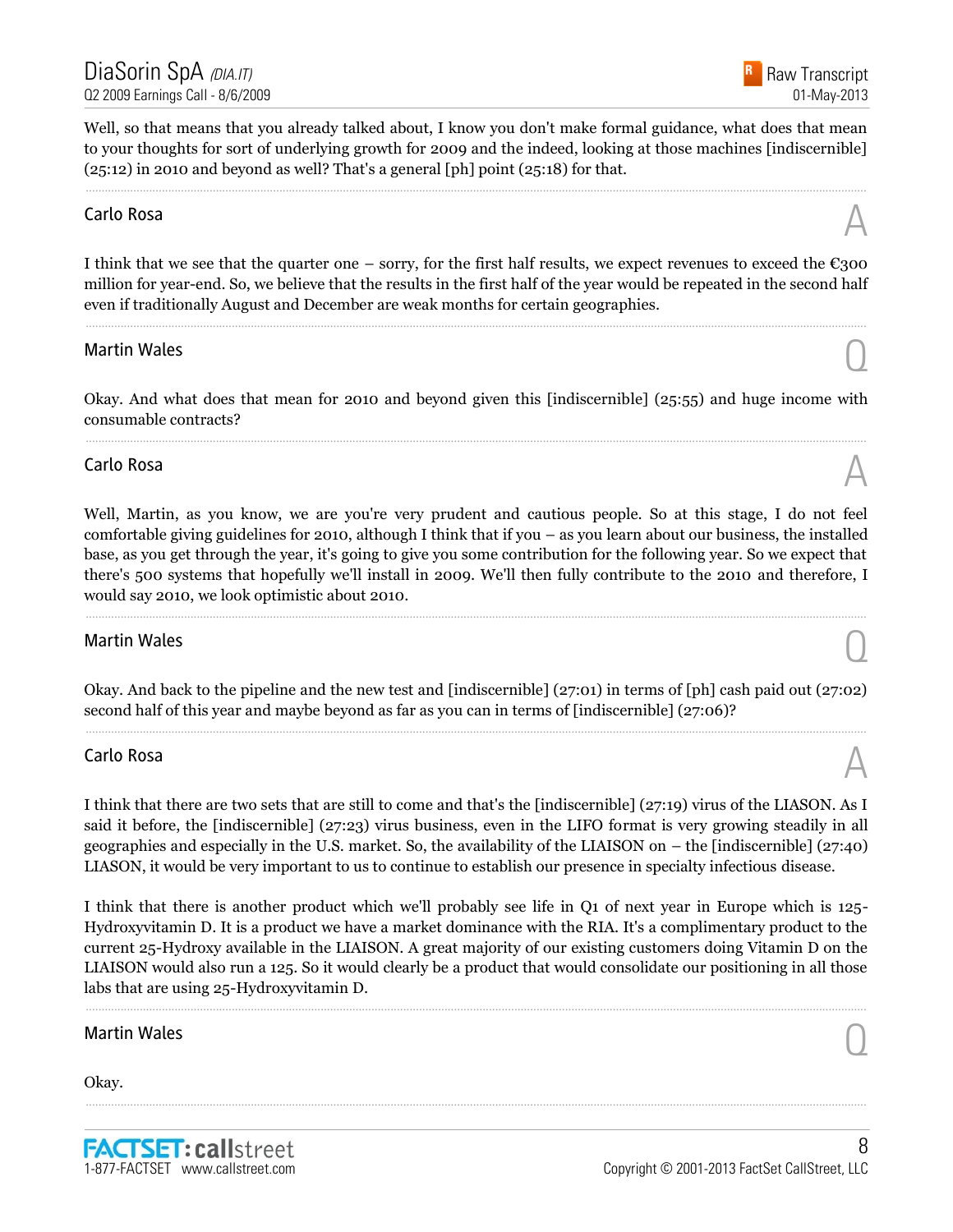Well, so that means that you already talked about, I know you don't make formal guidance, what does that mean to your thoughts for sort of underlying growth for 2009 and the indeed, looking at those machines [indiscernible] (25:12) in 2010 and beyond as well? That's a general [ph] point (25:18) for that.

---

**Carlo Rosa** A

I think that we see that the quarter one – sorry, for the first half results, we expect revenues to exceed the €300 million for year-end. So, we believe that the results in the first half of the year would be repeated in the second half even if traditionally August and December are weak months for certain geographies.

---

**Martin Wales** Q

Okay. And what does that mean for 2010 and beyond given this [indiscernible] (25:55) and huge income with consumable contracts?

---

**Carlo Rosa** A

Well, Martin, as you know, we are you're very prudent and cautious people. So at this stage, I do not feel comfortable giving guidelines for 2010, although I think that if you – as you learn about our business, the installed base, as you get through the year, it's going to give you some contribution for the following year. So we expect that there's 500 systems that hopefully we'll install in 2009. We'll then fully contribute to the 2010 and therefore, I would say 2010, we look optimistic about 2010.

---

**Martin Wales** Q

Okay. And back to the pipeline and the new test and [indiscernible] (27:01) in terms of [ph] cash paid out (27:02) second half of this year and maybe beyond as far as you can in terms of [indiscernible] (27:06)?

---

**Carlo Rosa** A

I think that there are two sets that are still to come and that's the [indiscernible] (27:19) virus of the LIASON. As I said it before, the [indiscernible] (27:23) virus business, even in the LIFO format is very growing steadily in all geographies and especially in the U.S. market. So, the availability of the LIAISON on – the [indiscernible] (27:40) LIASON, it would be very important to us to continue to establish our presence in specialty infectious disease.

I think that there is another product which we'll probably see life in Q1 of next year in Europe which is 125-Hydroxyvitamin D. It is a product we have a market dominance with the RIA. It's a complimentary product to the current 25-Hydroxy available in the LIAISON. A great majority of our existing customers doing Vitamin D on the LIAISON would also run a 125. So it would clearly be a product that would consolidate our positioning in all those labs that are using 25-Hydroxyvitamin D.

---

**Martin Wales** Q

Okay.

---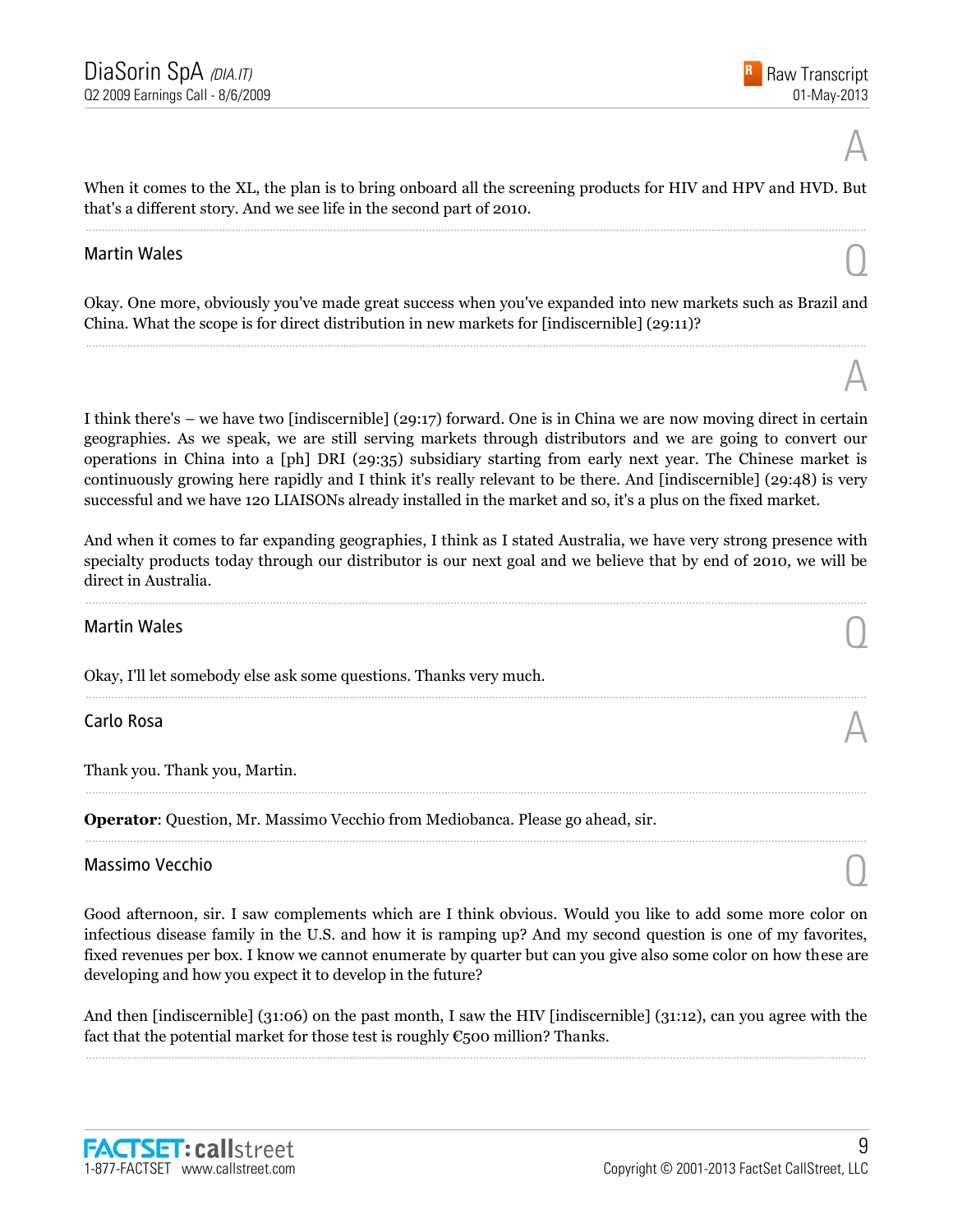A

When it comes to the XL, the plan is to bring onboard all the screening products for HIV and HPV and HVD. But that's a different story. And we see life in the second part of 2010.

Martin Wales

Q

Okay. One more, obviously you've made great success when you've expanded into new markets such as Brazil and China. What the scope is for direct distribution in new markets for [indiscernible] (29:11)?

A

I think there's – we have two [indiscernible] (29:17) forward. One is in China we are now moving direct in certain geographies. As we speak, we are still serving markets through distributors and we are going to convert our operations in China into a [ph] DRI (29:35) subsidiary starting from early next year. The Chinese market is continuously growing here rapidly and I think it's really relevant to be there. And [indiscernible] (29:48) is very successful and we have 120 LIAISONs already installed in the market and so, it's a plus on the fixed market.

And when it comes to far expanding geographies, I think as I stated Australia, we have very strong presence with specialty products today through our distributor is our next goal and we believe that by end of 2010, we will be direct in Australia.

Martin Wales

Q

Okay, I'll let somebody else ask some questions. Thanks very much.

Carlo Rosa

A

Thank you. Thank you, Martin.

**Operator**: Question, Mr. Massimo Vecchio from Mediobanca. Please go ahead, sir.

Massimo Vecchio

Q

Good afternoon, sir. I saw complements which are I think obvious. Would you like to add some more color on infectious disease family in the U.S. and how it is ramping up? And my second question is one of my favorites, fixed revenues per box. I know we cannot enumerate by quarter but can you give also some color on how these are developing and how you expect it to develop in the future?

And then [indiscernible] (31:06) on the past month, I saw the HIV [indiscernible] (31:12), can you agree with the fact that the potential market for those test is roughly €500 million? Thanks.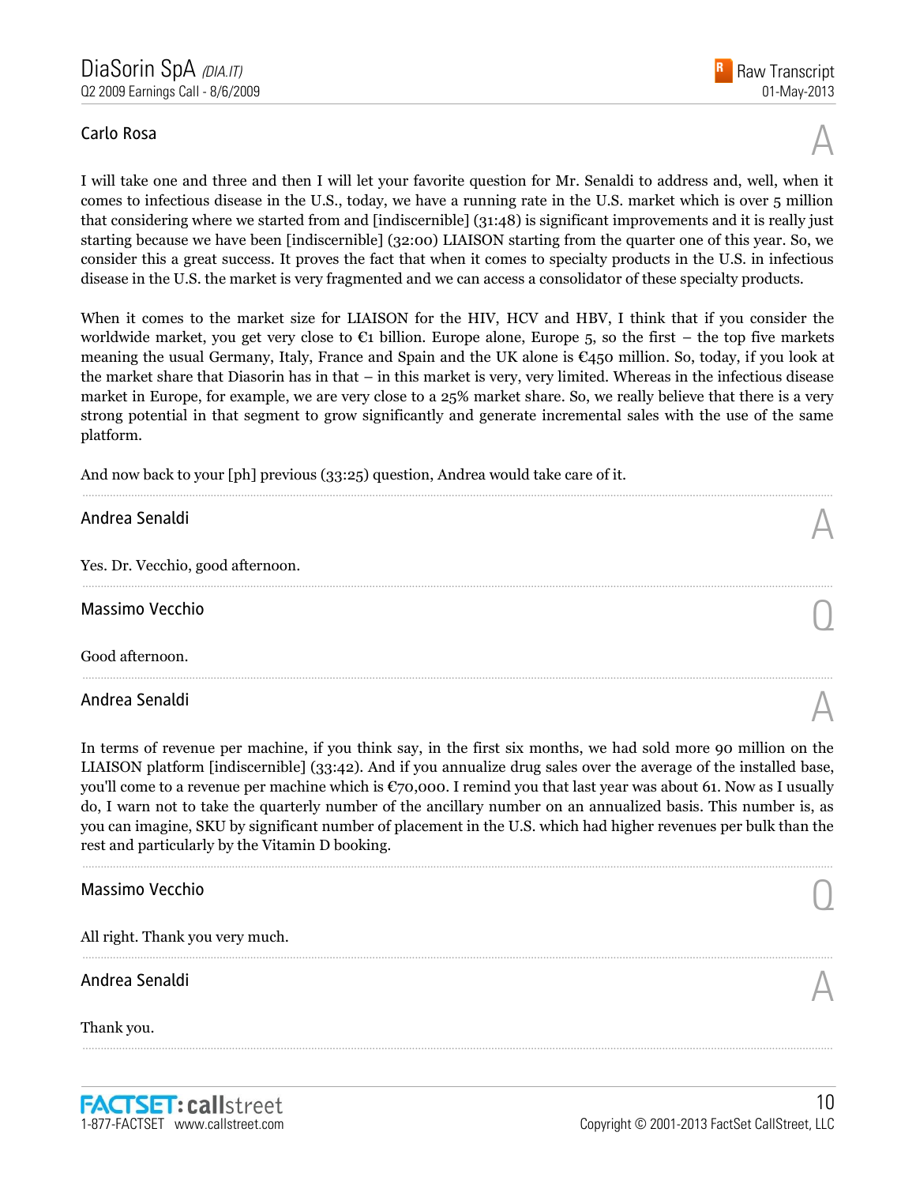### Carlo Rosa

A

I will take one and three and then I will let your favorite question for Mr. Senaldi to address and, well, when it comes to infectious disease in the U.S., today, we have a running rate in the U.S. market which is over 5 million that considering where we started from and [indiscernible] (31:48) is significant improvements and it is really just starting because we have been [indiscernible] (32:00) LIAISON starting from the quarter one of this year. So, we consider this a great success. It proves the fact that when it comes to specialty products in the U.S. in infectious disease in the U.S. the market is very fragmented and we can access a consolidator of these specialty products.

When it comes to the market size for LIAISON for the HIV, HCV and HBV, I think that if you consider the worldwide market, you get very close to €1 billion. Europe alone, Europe 5, so the first – the top five markets meaning the usual Germany, Italy, France and Spain and the UK alone is €450 million. So, today, if you look at the market share that Diasorin has in that – in this market is very, very limited. Whereas in the infectious disease market in Europe, for example, we are very close to a 25% market share. So, we really believe that there is a very strong potential in that segment to grow significantly and generate incremental sales with the use of the same platform.

And now back to your [ph] previous (33:25) question, Andrea would take care of it.

---

### Andrea Senaldi

A

Yes. Dr. Vecchio, good afternoon.

---

### Massimo Vecchio

Q

Good afternoon.

---

### Andrea Senaldi

A

In terms of revenue per machine, if you think say, in the first six months, we had sold more 90 million on the LIAISON platform [indiscernible] (33:42). And if you annualize drug sales over the average of the installed base, you'll come to a revenue per machine which is €70,000. I remind you that last year was about 61. Now as I usually do, I warn not to take the quarterly number of the ancillary number on an annualized basis. This number is, as you can imagine, SKU by significant number of placement in the U.S. which had higher revenues per bulk than the rest and particularly by the Vitamin D booking.

---

### Massimo Vecchio

Q

All right. Thank you very much.

---

### Andrea Senaldi

A

Thank you.

---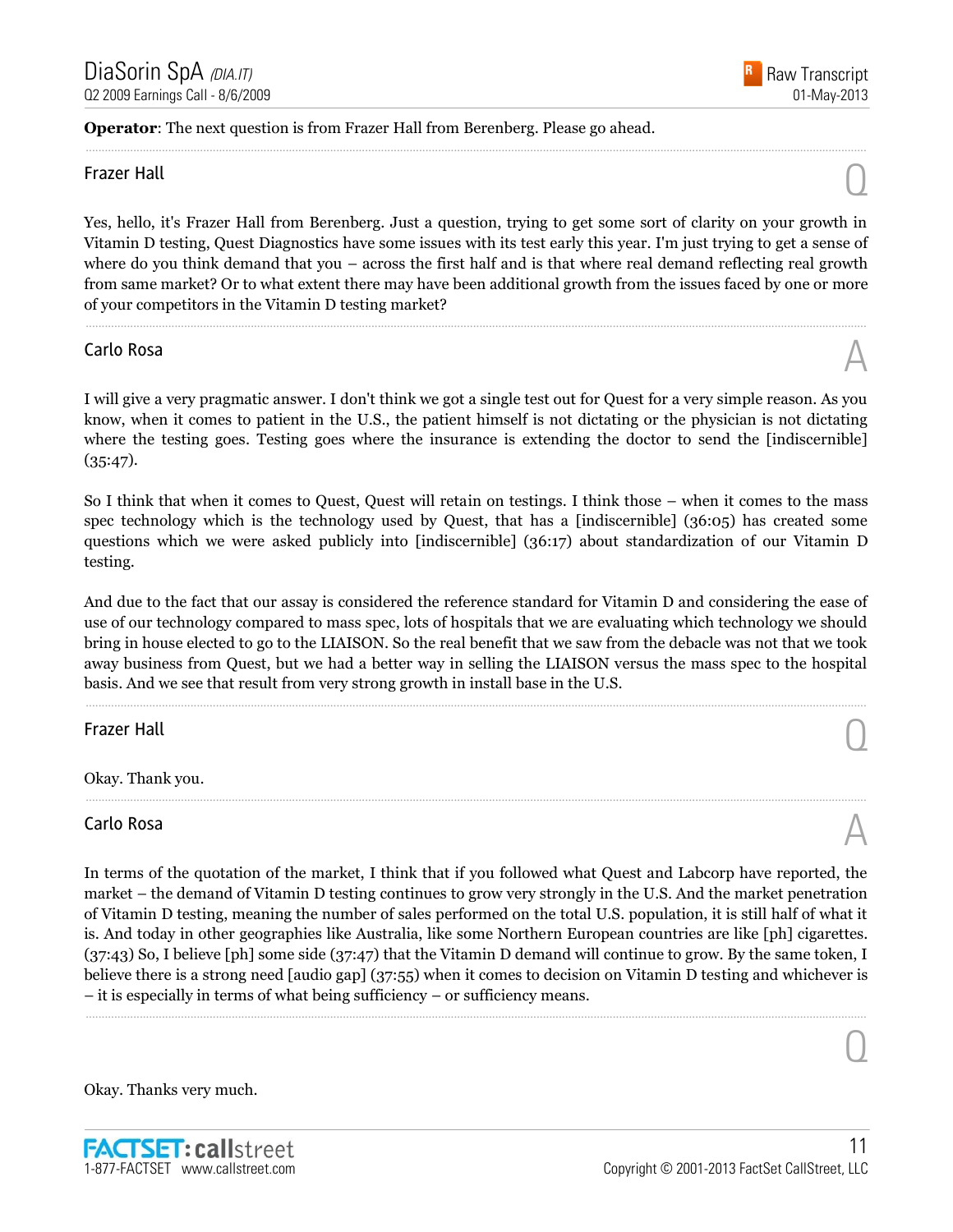**Operator**: The next question is from Frazer Hall from Berenberg. Please go ahead.

---

**Frazer Hall** Q

Yes, hello, it's Frazer Hall from Berenberg. Just a question, trying to get some sort of clarity on your growth in Vitamin D testing, Quest Diagnostics have some issues with its test early this year. I'm just trying to get a sense of where do you think demand that you – across the first half and is that where real demand reflecting real growth from same market? Or to what extent there may have been additional growth from the issues faced by one or more of your competitors in the Vitamin D testing market?

---

**Carlo Rosa** A

I will give a very pragmatic answer. I don't think we got a single test out for Quest for a very simple reason. As you know, when it comes to patient in the U.S., the patient himself is not dictating or the physician is not dictating where the testing goes. Testing goes where the insurance is extending the doctor to send the [indiscernible] (35:47).

So I think that when it comes to Quest, Quest will retain on testings. I think those – when it comes to the mass spec technology which is the technology used by Quest, that has a [indiscernible] (36:05) has created some questions which we were asked publicly into [indiscernible] (36:17) about standardization of our Vitamin D testing.

And due to the fact that our assay is considered the reference standard for Vitamin D and considering the ease of use of our technology compared to mass spec, lots of hospitals that we are evaluating which technology we should bring in house elected to go to the LIAISON. So the real benefit that we saw from the debacle was not that we took away business from Quest, but we had a better way in selling the LIAISON versus the mass spec to the hospital basis. And we see that result from very strong growth in install base in the U.S.

---

**Frazer Hall** Q

Okay. Thank you.

---

**Carlo Rosa** A

In terms of the quotation of the market, I think that if you followed what Quest and Labcorp have reported, the market – the demand of Vitamin D testing continues to grow very strongly in the U.S. And the market penetration of Vitamin D testing, meaning the number of sales performed on the total U.S. population, it is still half of what it is. And today in other geographies like Australia, like some Northern European countries are like [ph] cigarettes. (37:43) So, I believe [ph] some side (37:47) that the Vitamin D demand will continue to grow. By the same token, I believe there is a strong need [audio gap] (37:55) when it comes to decision on Vitamin D testing and whichever is – it is especially in terms of what being sufficiency – or sufficiency means.

---

Q

Okay. Thanks very much.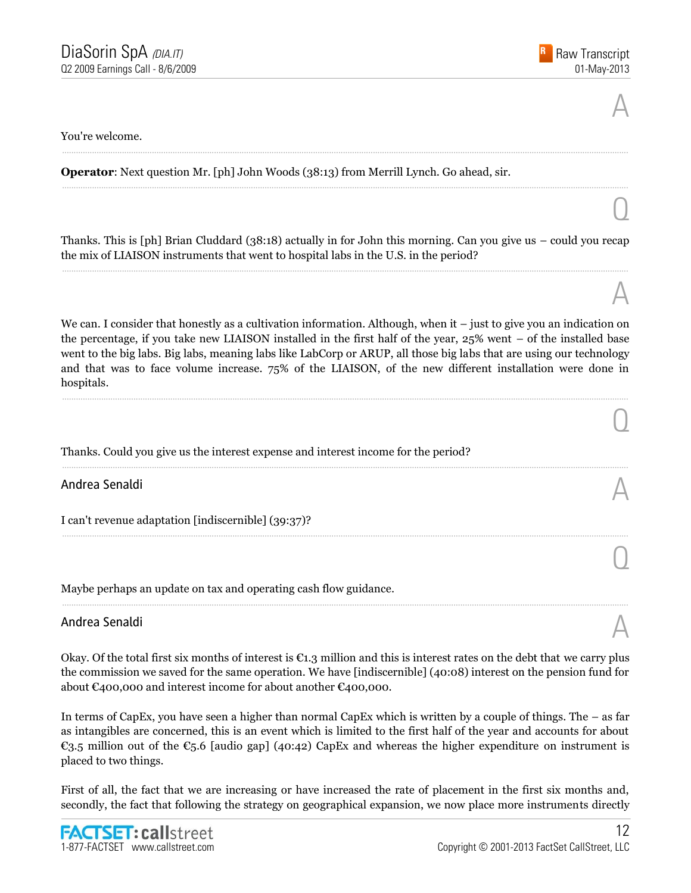A

You're welcome.

**Operator**: Next question Mr. [ph] John Woods (38:13) from Merrill Lynch. Go ahead, sir.

Q

Thanks. This is [ph] Brian Cluddard (38:18) actually in for John this morning. Can you give us – could you recap the mix of LIAISON instruments that went to hospital labs in the U.S. in the period?

A

We can. I consider that honestly as a cultivation information. Although, when it – just to give you an indication on the percentage, if you take new LIAISON installed in the first half of the year, 25% went – of the installed base went to the big labs. Big labs, meaning labs like LabCorp or ARUP, all those big labs that are using our technology and that was to face volume increase. 75% of the LIAISON, of the new different installation were done in hospitals.

Q

Thanks. Could you give us the interest expense and interest income for the period?

Andrea Senaldi

A

I can't revenue adaptation [indiscernible] (39:37)?

Q

Maybe perhaps an update on tax and operating cash flow guidance.

Andrea Senaldi

A

Okay. Of the total first six months of interest is €1.3 million and this is interest rates on the debt that we carry plus the commission we saved for the same operation. We have [indiscernible] (40:08) interest on the pension fund for about €400,000 and interest income for about another €400,000.

In terms of CapEx, you have seen a higher than normal CapEx which is written by a couple of things. The – as far as intangibles are concerned, this is an event which is limited to the first half of the year and accounts for about €3.5 million out of the €5.6 [audio gap] (40:42) CapEx and whereas the higher expenditure on instrument is placed to two things.

First of all, the fact that we are increasing or have increased the rate of placement in the first six months and, secondly, the fact that following the strategy on geographical expansion, we now place more instruments directly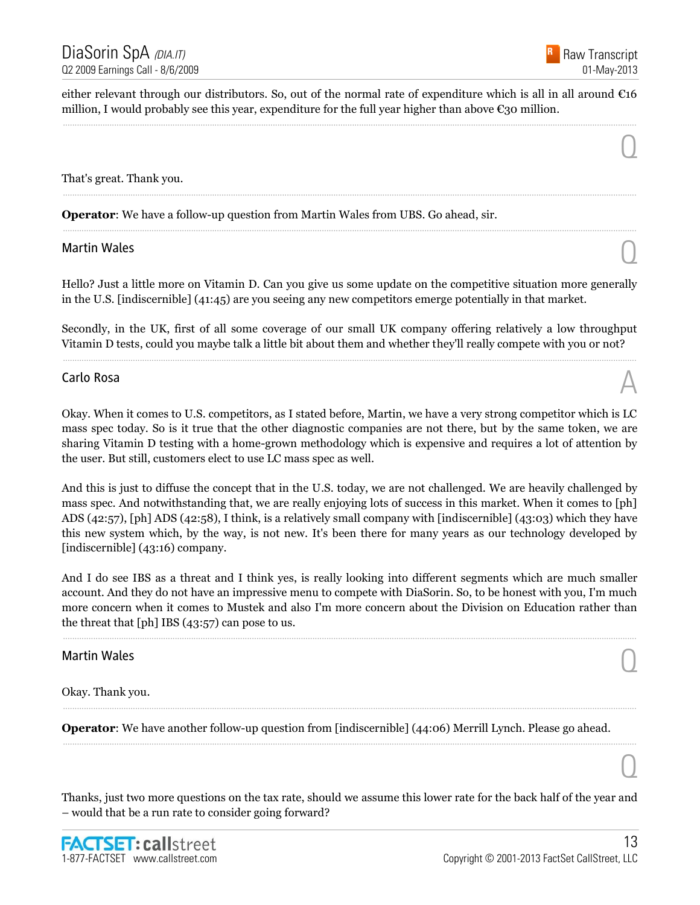either relevant through our distributors. So, out of the normal rate of expenditure which is all in all around €16 million, I would probably see this year, expenditure for the full year higher than above €30 million.

---

Q

That's great. Thank you.

---

**Operator**: We have a follow-up question from Martin Wales from UBS. Go ahead, sir.

---

Martin Wales

Q

Hello? Just a little more on Vitamin D. Can you give us some update on the competitive situation more generally in the U.S. [indiscernible] (41:45) are you seeing any new competitors emerge potentially in that market.

Secondly, in the UK, first of all some coverage of our small UK company offering relatively a low throughput Vitamin D tests, could you maybe talk a little bit about them and whether they'll really compete with you or not?

---

Carlo Rosa

A

Okay. When it comes to U.S. competitors, as I stated before, Martin, we have a very strong competitor which is LC mass spec today. So is it true that the other diagnostic companies are not there, but by the same token, we are sharing Vitamin D testing with a home-grown methodology which is expensive and requires a lot of attention by the user. But still, customers elect to use LC mass spec as well.

And this is just to diffuse the concept that in the U.S. today, we are not challenged. We are heavily challenged by mass spec. And notwithstanding that, we are really enjoying lots of success in this market. When it comes to [ph] ADS (42:57), [ph] ADS (42:58), I think, is a relatively small company with [indiscernible] (43:03) which they have this new system which, by the way, is not new. It's been there for many years as our technology developed by [indiscernible] (43:16) company.

And I do see IBS as a threat and I think yes, is really looking into different segments which are much smaller account. And they do not have an impressive menu to compete with DiaSorin. So, to be honest with you, I'm much more concern when it comes to Mustek and also I'm more concern about the Division on Education rather than the threat that [ph] IBS (43:57) can pose to us.

---

Martin Wales

Q

Okay. Thank you.

---

**Operator**: We have another follow-up question from [indiscernible] (44:06) Merrill Lynch. Please go ahead.

---

Q

Thanks, just two more questions on the tax rate, should we assume this lower rate for the back half of the year and – would that be a run rate to consider going forward?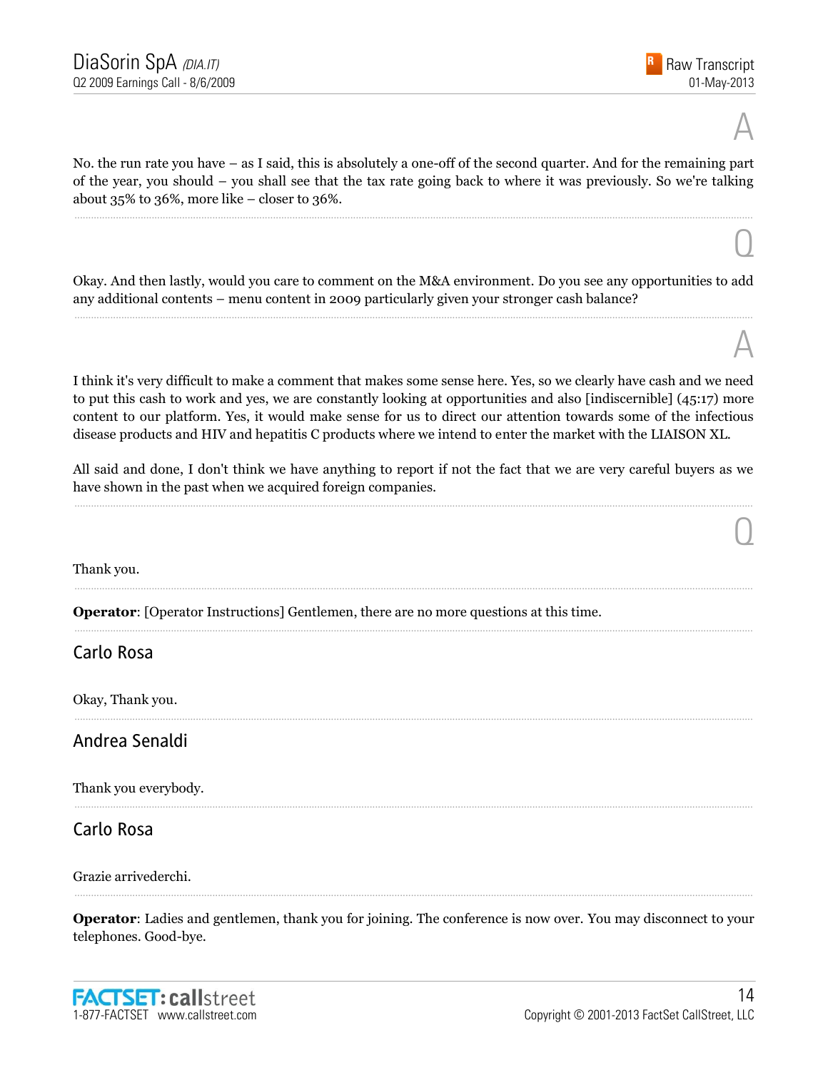A

No. the run rate you have – as I said, this is absolutely a one-off of the second quarter. And for the remaining part of the year, you should – you shall see that the tax rate going back to where it was previously. So we're talking about 35% to 36%, more like – closer to 36%.

Q

Okay. And then lastly, would you care to comment on the M&A environment. Do you see any opportunities to add any additional contents – menu content in 2009 particularly given your stronger cash balance?

A

I think it's very difficult to make a comment that makes some sense here. Yes, so we clearly have cash and we need to put this cash to work and yes, we are constantly looking at opportunities and also [indiscernible] (45:17) more content to our platform. Yes, it would make sense for us to direct our attention towards some of the infectious disease products and HIV and hepatitis C products where we intend to enter the market with the LIAISON XL.

All said and done, I don't think we have anything to report if not the fact that we are very careful buyers as we have shown in the past when we acquired foreign companies.

Q

Thank you.

**Operator**: [Operator Instructions] Gentlemen, there are no more questions at this time.

## Carlo Rosa

Okay, Thank you.

## Andrea Senaldi

Thank you everybody.

## Carlo Rosa

Grazie arrivederchi.

**Operator**: Ladies and gentlemen, thank you for joining. The conference is now over. You may disconnect to your telephones. Good-bye.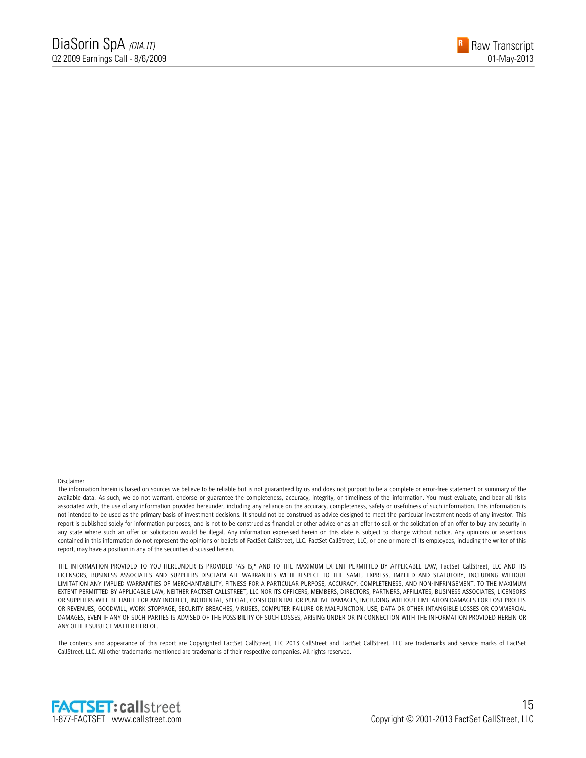Disclaimer

The information herein is based on sources we believe to be reliable but is not guaranteed by us and does not purport to be a complete or error-free statement or summary of the available data. As such, we do not warrant, endorse or guarantee the completeness, accuracy, integrity, or timeliness of the information. You must evaluate, and bear all risks associated with, the use of any information provided hereunder, including any reliance on the accuracy, completeness, safety or usefulness of such information. This information is not intended to be used as the primary basis of investment decisions. It should not be construed as advice designed to meet the particular investment needs of any investor. This report is published solely for information purposes, and is not to be construed as financial or other advice or as an offer to sell or the solicitation of an offer to buy any security in any state where such an offer or solicitation would be illegal. Any information expressed herein on this date is subject to change without notice. Any opinions or assertions contained in this information do not represent the opinions or beliefs of FactSet CallStreet, LLC. FactSet CallStreet, LLC, or one or more of its employees, including the writer of this report, may have a position in any of the securities discussed herein.

THE INFORMATION PROVIDED TO YOU HEREUNDER IS PROVIDED "AS IS," AND TO THE MAXIMUM EXTENT PERMITTED BY APPLICABLE LAW, FactSet CallStreet, LLC AND ITS LICENSORS, BUSINESS ASSOCIATES AND SUPPLIERS DISCLAIM ALL WARRANTIES WITH RESPECT TO THE SAME, EXPRESS, IMPLIED AND STATUTORY, INCLUDING WITHOUT LIMITATION ANY IMPLIED WARRANTIES OF MERCHANTABILITY, FITNESS FOR A PARTICULAR PURPOSE, ACCURACY, COMPLETENESS, AND NON-INFRINGEMENT. TO THE MAXIMUM EXTENT PERMITTED BY APPLICABLE LAW, NEITHER FACTSET CALLSTREET, LLC NOR ITS OFFICERS, MEMBERS, DIRECTORS, PARTNERS, AFFILIATES, BUSINESS ASSOCIATES, LICENSORS OR SUPPLIERS WILL BE LIABLE FOR ANY INDIRECT, INCIDENTAL, SPECIAL, CONSEQUENTIAL OR PUNITIVE DAMAGES, INCLUDING WITHOUT LIMITATION DAMAGES FOR LOST PROFITS OR REVENUES, GOODWILL, WORK STOPPAGE, SECURITY BREACHES, VIRUSES, COMPUTER FAILURE OR MALFUNCTION, USE, DATA OR OTHER INTANGIBLE LOSSES OR COMMERCIAL DAMAGES, EVEN IF ANY OF SUCH PARTIES IS ADVISED OF THE POSSIBILITY OF SUCH LOSSES, ARISING UNDER OR IN CONNECTION WITH THE INFORMATION PROVIDED HEREIN OR ANY OTHER SUBJECT MATTER HEREOF.

The contents and appearance of this report are Copyrighted FactSet CallStreet, LLC 2013 CallStreet and FactSet CallStreet, LLC are trademarks and service marks of FactSet CallStreet, LLC. All other trademarks mentioned are trademarks of their respective companies. All rights reserved.